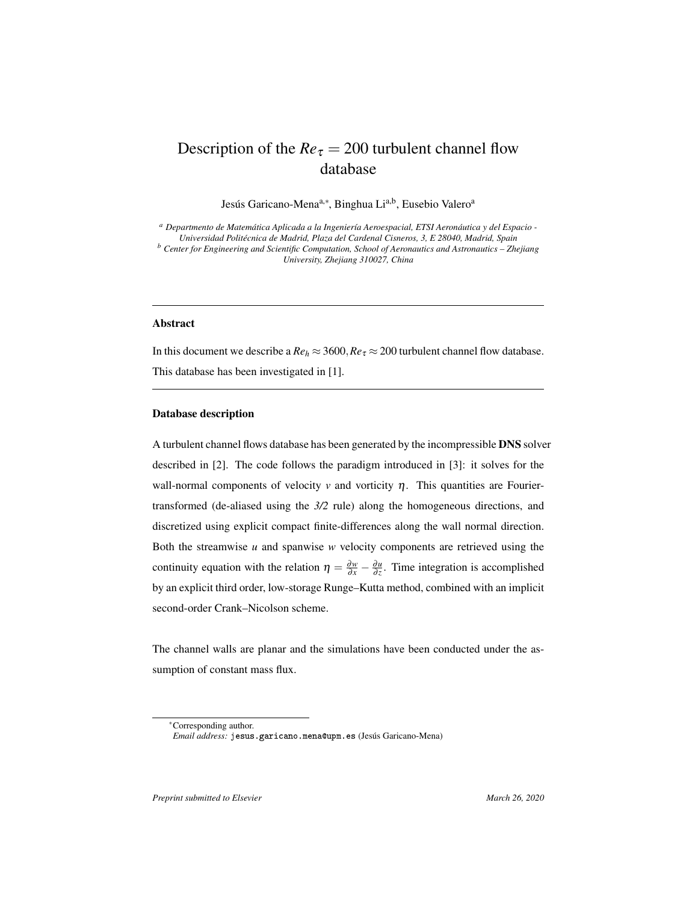# Description of the $Re_\tau = 200$ turbulent channel flow database

Jesús Garicano-Mena[a,*], Binghua Li[a,b], Eusebio Valero[a]

[a] *Departmento de Matemática Aplicada a la Ingeniería Aeroespacial, ETSI Aeronáutica y del Espacio - Universidad Politécnica de Madrid, Plaza del Cardenal Cisneros, 3, E 28040, Madrid, Spain*

[b] *Center for Engineering and Scientific Computation, School of Aeronautics and Astronautics – Zhejiang University, Zhejiang 310027, China*

---

### Abstract

In this document we describe a $Re_h \approx 3600, Re_\tau \approx 200$ turbulent channel flow database. This database has been investigated in [1].

---

### Database description

A turbulent channel flows database has been generated by the incompressible **DNS** solver described in [2]. The code follows the paradigm introduced in [3]: it solves for the wall-normal components of velocity $v$ and vorticity $\eta$. This quantities are Fourier-transformed (de-aliased using the *3/2* rule) along the homogeneous directions, and discretized using explicit compact finite-differences along the wall normal direction. Both the streamwise $u$ and spanwise $w$ velocity components are retrieved using the continuity equation with the relation $\eta = \frac{\partial w}{\partial x} - \frac{\partial u}{\partial z}$. Time integration is accomplished by an explicit third order, low-storage Runge–Kutta method, combined with an implicit second-order Crank–Nicolson scheme.

The channel walls are planar and the simulations have been conducted under the assumption of constant mass flux.

---

*Corresponding author.
*Email address:* jesus.garicano.mena@upm.es (Jesús Garicano-Mena)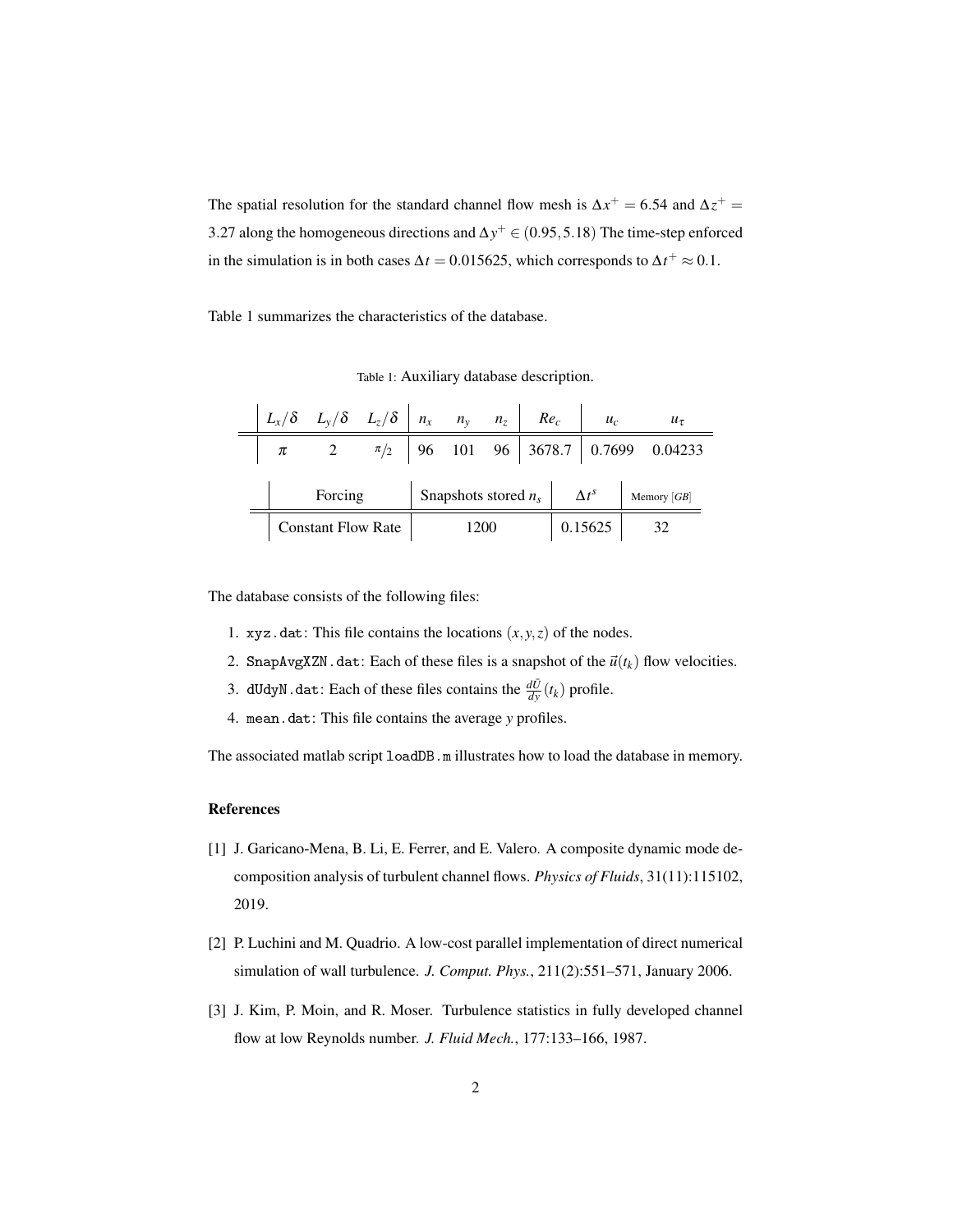The spatial resolution for the standard channel flow mesh is $\Delta x^+ = 6.54$ and $\Delta z^+ = 3.27$ along the homogeneous directions and $\Delta y^+ \in (0.95, 5.18)$ The time-step enforced in the simulation is in both cases $\Delta t = 0.015625$, which corresponds to $\Delta t^+ \approx 0.1$.

Table 1 summarizes the characteristics of the database.

Table 1: Auxiliary database description.

| $L_x/\delta$ | $L_y/\delta$ | $L_z/\delta$ | $n_x$ | $n_y$ | $n_z$ | $Re_c$ | $u_c$ | $u_\tau$ |
|---|---|---|---|---|---|---|---|---|
| $\pi$ | 2 | $\pi/2$ | 96 | 101 | 96 | 3678.7 | 0.7699 | 0.04233 |

| Forcing | Snapshots stored $n_s$ | $\Delta t^s$ | Memory $[GB]$ |
|---|---|---|---|
| Constant Flow Rate | 1200 | 0.15625 | 32 |

The database consists of the following files:

1. `xyz.dat`: This file contains the locations $(x, y, z)$ of the nodes.
2. `SnapAvgXZN.dat`: Each of these files is a snapshot of the $\vec{u}(t_k)$ flow velocities.
3. `dUdyN.dat`: Each of these files contains the $\frac{d\bar{U}}{dy}(t_k)$ profile.
4. `mean.dat`: This file contains the average $y$ profiles.

The associated matlab script `loadDB.m` illustrates how to load the database in memory.

## References

[1] J. Garicano-Mena, B. Li, E. Ferrer, and E. Valero. A composite dynamic mode decomposition analysis of turbulent channel flows. *Physics of Fluids*, 31(11):115102, 2019.

[2] P. Luchini and M. Quadrio. A low-cost parallel implementation of direct numerical simulation of wall turbulence. *J. Comput. Phys.*, 211(2):551–571, January 2006.

[3] J. Kim, P. Moin, and R. Moser. Turbulence statistics in fully developed channel flow at low Reynolds number. *J. Fluid Mech.*, 177:133–166, 1987.